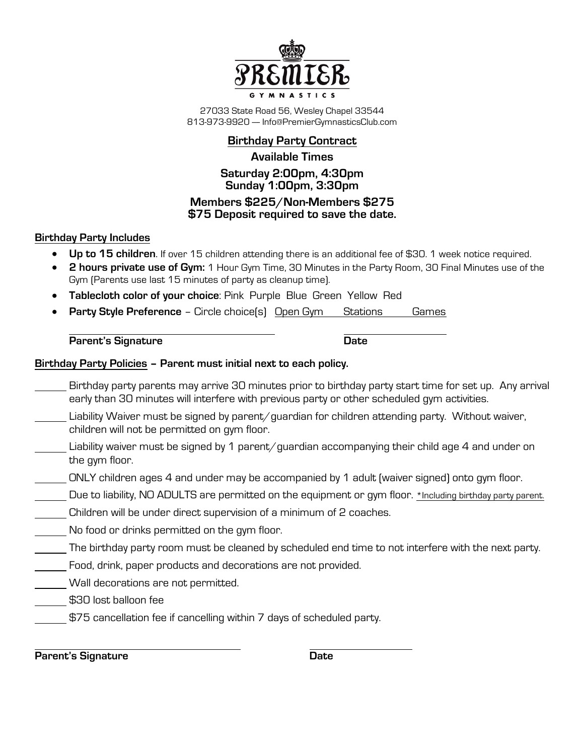# PREMIER GYMNASTICS

27033 State Road 56, Wesley Chapel 33544
813-973-9920 — Info@PremierGymnasticsClub.com

## Birthday Party Contract

**Available Times**

**Saturday 2:00pm, 4:30pm**
**Sunday 1:00pm, 3:30pm**

**Members $225/Non-Members $275**
**$75 Deposit required to save the date.**

### Birthday Party Includes

- **Up to 15 children**. If over 15 children attending there is an additional fee of $30. 1 week notice required.
- **2 hours private use of Gym:** 1 Hour Gym Time, 30 Minutes in the Party Room, 30 Final Minutes use of the Gym (Parents use last 15 minutes of party as cleanup time).
- **Tablecloth color of your choice**: Pink Purple Blue Green Yellow Red
- **Party Style Preference** – Circle choice(s) Open Gym Stations Games

______________________________ ______________
**Parent's Signature** **Date**

### Birthday Party Policies – Parent must initial next to each policy.

______ Birthday party parents may arrive 30 minutes prior to birthday party start time for set up. Any arrival early than 30 minutes will interfere with previous party or other scheduled gym activities.

______ Liability Waiver must be signed by parent/guardian for children attending party. Without waiver, children will not be permitted on gym floor.

______ Liability waiver must be signed by 1 parent/guardian accompanying their child age 4 and under on the gym floor.

______ ONLY children ages 4 and under may be accompanied by 1 adult (waiver signed) onto gym floor.

______ Due to liability, NO ADULTS are permitted on the equipment or gym floor. *Including birthday party parent.

______ Children will be under direct supervision of a minimum of 2 coaches.

______ No food or drinks permitted on the gym floor.

______ The birthday party room must be cleaned by scheduled end time to not interfere with the next party.

______ Food, drink, paper products and decorations are not provided.

______ Wall decorations are not permitted.

______ $30 lost balloon fee

______ $75 cancellation fee if cancelling within 7 days of scheduled party.

______________________________ ______________
**Parent's Signature** **Date**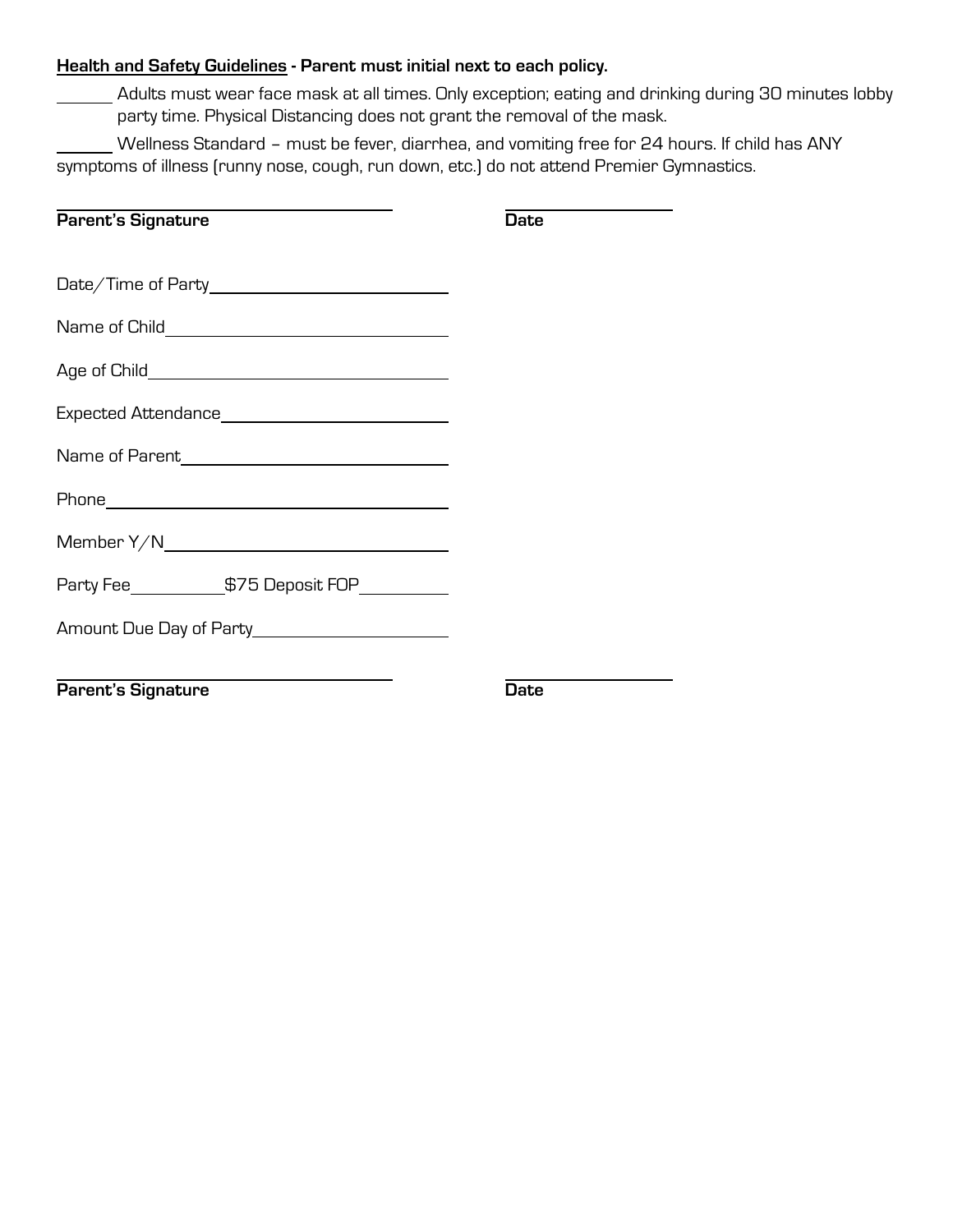**<u>Health and Safety Guidelines</u> - Parent must initial next to each policy.**

_______ Adults must wear face mask at all times. Only exception; eating and drinking during 30 minutes lobby party time. Physical Distancing does not grant the removal of the mask.

_______ Wellness Standard – must be fever, diarrhea, and vomiting free for 24 hours. If child has ANY symptoms of illness (runny nose, cough, run down, etc.) do not attend Premier Gymnastics.

______________________________ ______________

**Parent's Signature** **Date**

Date/Time of Party______________________

Name of Child______________________

Age of Child______________________

Expected Attendance______________________

Name of Parent______________________

Phone______________________

Member Y/N______________________

Party Fee__________$75 Deposit FOP__________

Amount Due Day of Party______________________

______________________________ ______________

**Parent's Signature** **Date**